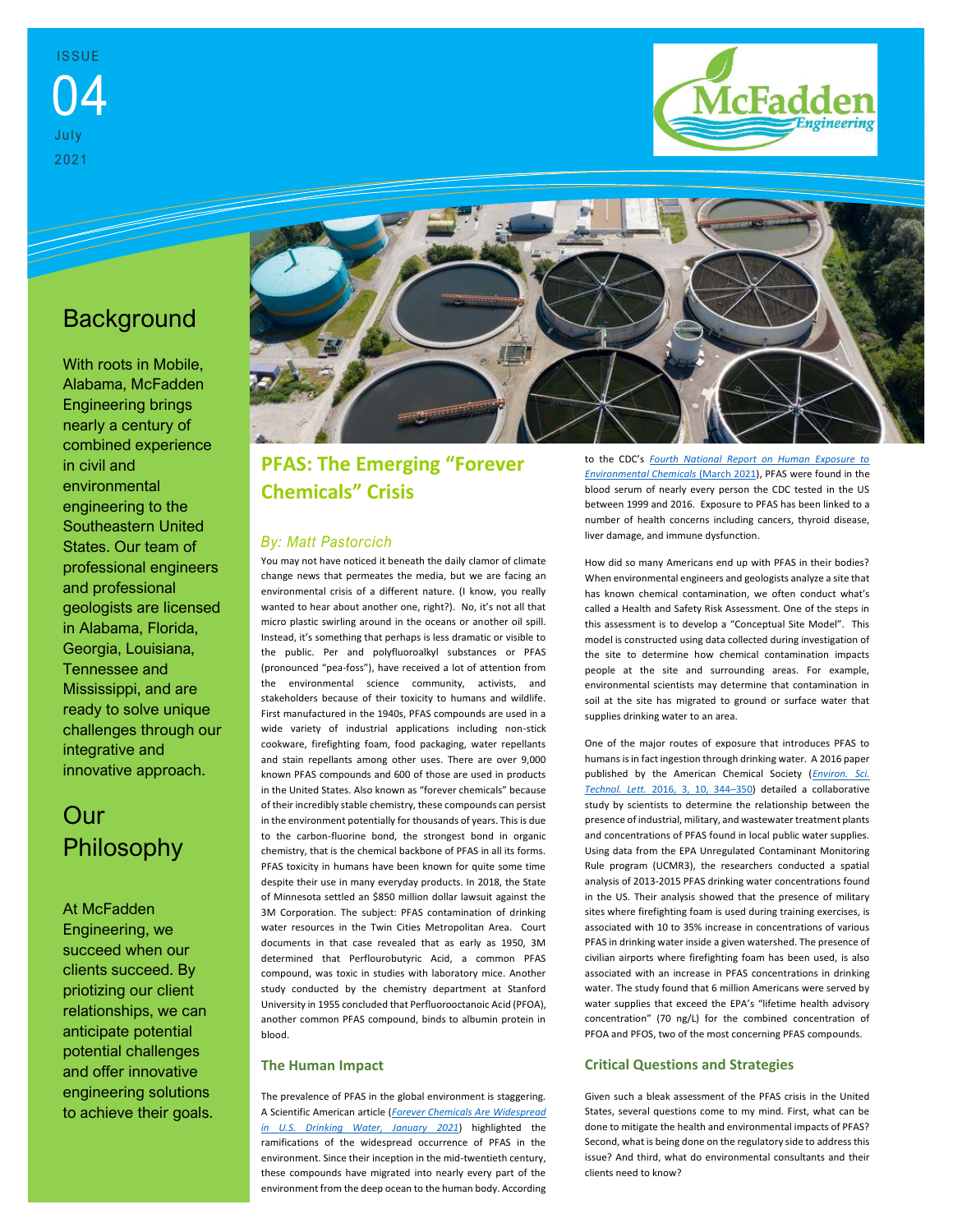ISSUE 04 July 2021

McFadden Engineering

## Background

With roots in Mobile, Alabama, McFadden Engineering brings nearly a century of combined experience in civil and environmental engineering to the Southeastern United States. Our team of professional engineers and professional geologists are licensed in Alabama, Florida, Georgia, Louisiana, Tennessee and Mississippi, and are ready to solve unique challenges through our integrative and innovative approach.

## Our Philosophy

At McFadden Engineering, we succeed when our clients succeed. By priotizing our client relationships, we can anticipate potential potential challenges and offer innovative engineering solutions to achieve their goals.

# PFAS: The Emerging "Forever Chemicals" Crisis

*By: Matt Pastorcich*

You may not have noticed it beneath the daily clamor of climate change news that permeates the media, but we are facing an environmental crisis of a different nature. (I know, you really wanted to hear about another one, right?). No, it's not all that micro plastic swirling around in the oceans or another oil spill. Instead, it's something that perhaps is less dramatic or visible to the public. Per and polyfluoroalkyl substances or PFAS (pronounced "pea-foss"), have received a lot of attention from the environmental science community, activists, and stakeholders because of their toxicity to humans and wildlife. First manufactured in the 1940s, PFAS compounds are used in a wide variety of industrial applications including non-stick cookware, firefighting foam, food packaging, water repellants and stain repellants among other uses. There are over 9,000 known PFAS compounds and 600 of those are used in products in the United States. Also known as "forever chemicals" because of their incredibly stable chemistry, these compounds can persist in the environment potentially for thousands of years. This is due to the carbon-fluorine bond, the strongest bond in organic chemistry, that is the chemical backbone of PFAS in all its forms. PFAS toxicity in humans have been known for quite some time despite their use in many everyday products. In 2018, the State of Minnesota settled an $850 million dollar lawsuit against the 3M Corporation. The subject: PFAS contamination of drinking water resources in the Twin Cities Metropolitan Area. Court documents in that case revealed that as early as 1950, 3M determined that Perflourobutyric Acid, a common PFAS compound, was toxic in studies with laboratory mice. Another study conducted by the chemistry department at Stanford University in 1955 concluded that Perfluorooctanoic Acid (PFOA), another common PFAS compound, binds to albumin protein in blood.

### The Human Impact

The prevalence of PFAS in the global environment is staggering. A Scientific American article (*Forever Chemicals Are Widespread in U.S. Drinking Water, January 2021*) highlighted the ramifications of the widespread occurrence of PFAS in the environment. Since their inception in the mid-twentieth century, these compounds have migrated into nearly every part of the environment from the deep ocean to the human body. According to the CDC's *Fourth National Report on Human Exposure to Environmental Chemicals* (March 2021), PFAS were found in the blood serum of nearly every person the CDC tested in the US between 1999 and 2016. Exposure to PFAS has been linked to a number of health concerns including cancers, thyroid disease, liver damage, and immune dysfunction.

How did so many Americans end up with PFAS in their bodies? When environmental engineers and geologists analyze a site that has known chemical contamination, we often conduct what's called a Health and Safety Risk Assessment. One of the steps in this assessment is to develop a "Conceptual Site Model". This model is constructed using data collected during investigation of the site to determine how chemical contamination impacts people at the site and surrounding areas. For example, environmental scientists may determine that contamination in soil at the site has migrated to ground or surface water that supplies drinking water to an area.

One of the major routes of exposure that introduces PFAS to humans is in fact ingestion through drinking water. A 2016 paper published by the American Chemical Society (*Environ. Sci. Technol. Lett.* 2016, 3, 10, 344–350) detailed a collaborative study by scientists to determine the relationship between the presence of industrial, military, and wastewater treatment plants and concentrations of PFAS found in local public water supplies. Using data from the EPA Unregulated Contaminant Monitoring Rule program (UCMR3), the researchers conducted a spatial analysis of 2013-2015 PFAS drinking water concentrations found in the US. Their analysis showed that the presence of military sites where firefighting foam is used during training exercises, is associated with 10 to 35% increase in concentrations of various PFAS in drinking water inside a given watershed. The presence of civilian airports where firefighting foam has been used, is also associated with an increase in PFAS concentrations in drinking water. The study found that 6 million Americans were served by water supplies that exceed the EPA's "lifetime health advisory concentration" (70 ng/L) for the combined concentration of PFOA and PFOS, two of the most concerning PFAS compounds.

### Critical Questions and Strategies

Given such a bleak assessment of the PFAS crisis in the United States, several questions come to my mind. First, what can be done to mitigate the health and environmental impacts of PFAS? Second, what is being done on the regulatory side to address this issue? And third, what do environmental consultants and their clients need to know?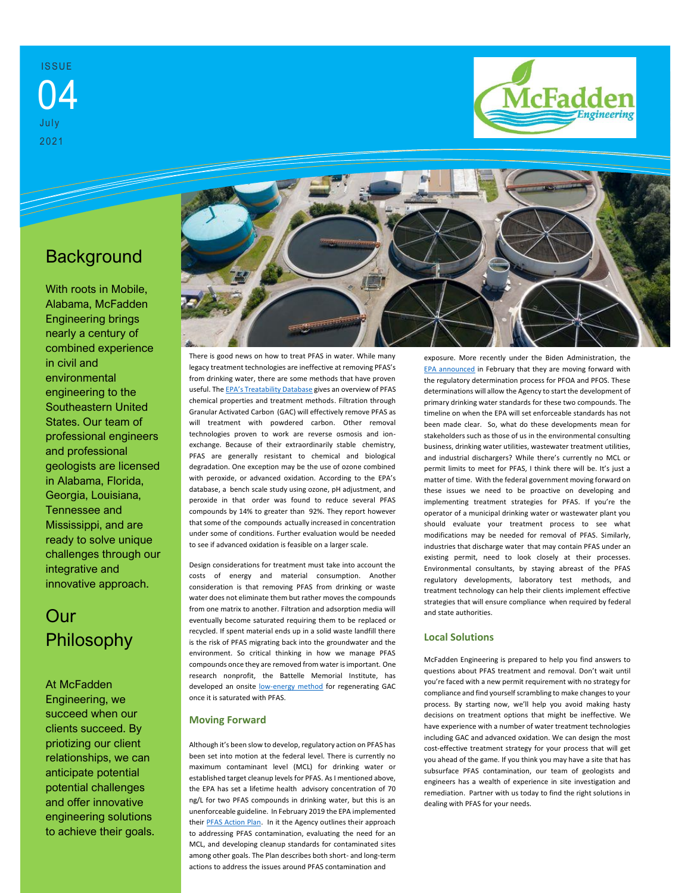ISSUE 04
July 2021

## Background

With roots in Mobile, Alabama, McFadden Engineering brings nearly a century of combined experience in civil and environmental engineering to the Southeastern United States. Our team of professional engineers and professional geologists are licensed in Alabama, Florida, Georgia, Louisiana, Tennessee and Mississippi, and are ready to solve unique challenges through our integrative and innovative approach.

## Our Philosophy

At McFadden Engineering, we succeed when our clients succeed. By priotizing our client relationships, we can anticipate potential potential challenges and offer innovative engineering solutions to achieve their goals.

There is good news on how to treat PFAS in water. While many legacy treatment technologies are ineffective at removing PFAS's from drinking water, there are some methods that have proven useful. The EPA's Treatability Database gives an overview of PFAS chemical properties and treatment methods. Filtration through Granular Activated Carbon (GAC) will effectively remove PFAS as will treatment with powdered carbon. Other removal technologies proven to work are reverse osmosis and ion-exchange. Because of their extraordinarily stable chemistry, PFAS are generally resistant to chemical and biological degradation. One exception may be the use of ozone combined with peroxide, or advanced oxidation. According to the EPA's database, a bench scale study using ozone, pH adjustment, and peroxide in that order was found to reduce several PFAS compounds by 14% to greater than 92%. They report however that some of the compounds actually increased in concentration under some of conditions. Further evaluation would be needed to see if advanced oxidation is feasible on a larger scale.

Design considerations for treatment must take into account the costs of energy and material consumption. Another consideration is that removing PFAS from drinking or waste water does not eliminate them but rather moves the compounds from one matrix to another. Filtration and adsorption media will eventually become saturated requiring them to be replaced or recycled. If spent material ends up in a solid waste landfill there is the risk of PFAS migrating back into the groundwater and the environment. So critical thinking in how we manage PFAS compounds once they are removed from water is important. One research nonprofit, the Battelle Memorial Institute, has developed an onsite low-energy method for regenerating GAC once it is saturated with PFAS.

### Moving Forward

Although it's been slow to develop, regulatory action on PFAS has been set into motion at the federal level. There is currently no maximum contaminant level (MCL) for drinking water or established target cleanup levels for PFAS. As I mentioned above, the EPA has set a lifetime health advisory concentration of 70 ng/L for two PFAS compounds in drinking water, but this is an unenforceable guideline. In February 2019 the EPA implemented their PFAS Action Plan. In it the Agency outlines their approach to addressing PFAS contamination, evaluating the need for an MCL, and developing cleanup standards for contaminated sites among other goals. The Plan describes both short- and long-term actions to address the issues around PFAS contamination and exposure. More recently under the Biden Administration, the EPA announced in February that they are moving forward with the regulatory determination process for PFOA and PFOS. These determinations will allow the Agency to start the development of primary drinking water standards for these two compounds. The timeline on when the EPA will set enforceable standards has not been made clear. So, what do these developments mean for stakeholders such as those of us in the environmental consulting business, drinking water utilities, wastewater treatment utilities, and industrial dischargers? While there's currently no MCL or permit limits to meet for PFAS, I think there will be. It's just a matter of time. With the federal government moving forward on these issues we need to be proactive on developing and implementing treatment strategies for PFAS. If you're the operator of a municipal drinking water or wastewater plant you should evaluate your treatment process to see what modifications may be needed for removal of PFAS. Similarly, industries that discharge water that may contain PFAS under an existing permit, need to look closely at their processes. Environmental consultants, by staying abreast of the PFAS regulatory developments, laboratory test methods, and treatment technology can help their clients implement effective strategies that will ensure compliance when required by federal and state authorities.

### Local Solutions

McFadden Engineering is prepared to help you find answers to questions about PFAS treatment and removal. Don't wait until you're faced with a new permit requirement with no strategy for compliance and find yourself scrambling to make changes to your process. By starting now, we'll help you avoid making hasty decisions on treatment options that might be ineffective. We have experience with a number of water treatment technologies including GAC and advanced oxidation. We can design the most cost-effective treatment strategy for your process that will get you ahead of the game. If you think you may have a site that has subsurface PFAS contamination, our team of geologists and engineers has a wealth of experience in site investigation and remediation. Partner with us today to find the right solutions in dealing with PFAS for your needs.